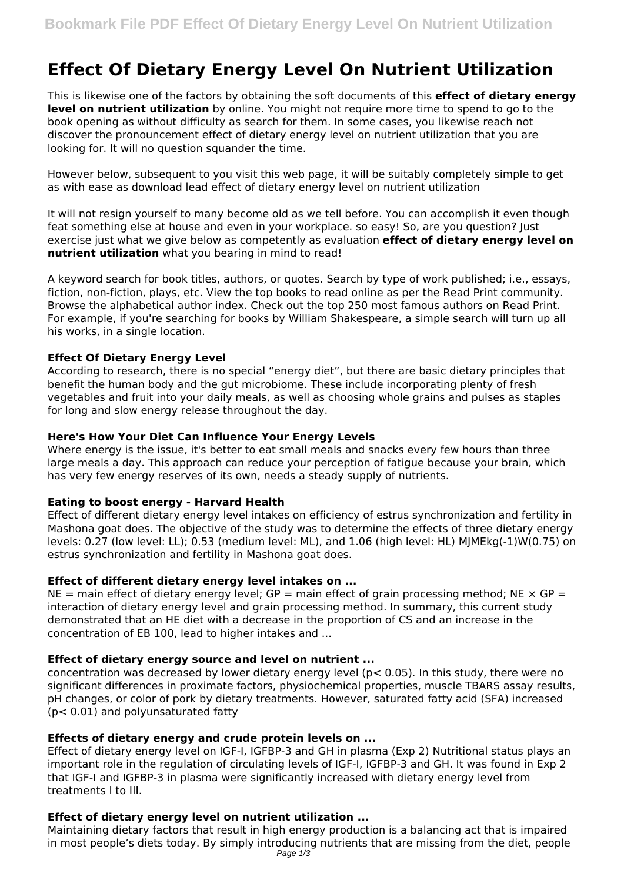# Effect Of Dietary Energy Level On Nutrient Utilization

This is likewise one of the factors by obtaining the soft documents of this **effect of dietary energy level on nutrient utilization** by online. You might not require more time to spend to go to the book opening as without difficulty as search for them. In some cases, you likewise reach not discover the pronouncement effect of dietary energy level on nutrient utilization that you are looking for. It will no question squander the time.

However below, subsequent to you visit this web page, it will be suitably completely simple to get as with ease as download lead effect of dietary energy level on nutrient utilization

It will not resign yourself to many become old as we tell before. You can accomplish it even though feat something else at house and even in your workplace. so easy! So, are you question? Just exercise just what we give below as competently as evaluation **effect of dietary energy level on nutrient utilization** what you bearing in mind to read!

A keyword search for book titles, authors, or quotes. Search by type of work published; i.e., essays, fiction, non-fiction, plays, etc. View the top books to read online as per the Read Print community. Browse the alphabetical author index. Check out the top 250 most famous authors on Read Print. For example, if you're searching for books by William Shakespeare, a simple search will turn up all his works, in a single location.

### Effect Of Dietary Energy Level

According to research, there is no special "energy diet", but there are basic dietary principles that benefit the human body and the gut microbiome. These include incorporating plenty of fresh vegetables and fruit into your daily meals, as well as choosing whole grains and pulses as staples for long and slow energy release throughout the day.

### Here's How Your Diet Can Influence Your Energy Levels

Where energy is the issue, it's better to eat small meals and snacks every few hours than three large meals a day. This approach can reduce your perception of fatigue because your brain, which has very few energy reserves of its own, needs a steady supply of nutrients.

### Eating to boost energy - Harvard Health

Effect of different dietary energy level intakes on efficiency of estrus synchronization and fertility in Mashona goat does. The objective of the study was to determine the effects of three dietary energy levels: 0.27 (low level: LL); 0.53 (medium level: ML), and 1.06 (high level: HL) MJMEkg(-1)W(0.75) on estrus synchronization and fertility in Mashona goat does.

### Effect of different dietary energy level intakes on ...

NE = main effect of dietary energy level; GP = main effect of grain processing method; NE × GP = interaction of dietary energy level and grain processing method. In summary, this current study demonstrated that an HE diet with a decrease in the proportion of CS and an increase in the concentration of EB 100, lead to higher intakes and ...

### Effect of dietary energy source and level on nutrient ...

concentration was decreased by lower dietary energy level ($p < 0.05$). In this study, there were no significant differences in proximate factors, physiochemical properties, muscle TBARS assay results, pH changes, or color of pork by dietary treatments. However, saturated fatty acid (SFA) increased ($p < 0.01$) and polyunsaturated fatty

### Effects of dietary energy and crude protein levels on ...

Effect of dietary energy level on IGF-I, IGFBP-3 and GH in plasma (Exp 2) Nutritional status plays an important role in the regulation of circulating levels of IGF-I, IGFBP-3 and GH. It was found in Exp 2 that IGF-I and IGFBP-3 in plasma were significantly increased with dietary energy level from treatments I to III.

### Effect of dietary energy level on nutrient utilization ...

Maintaining dietary factors that result in high energy production is a balancing act that is impaired in most people's diets today. By simply introducing nutrients that are missing from the diet, people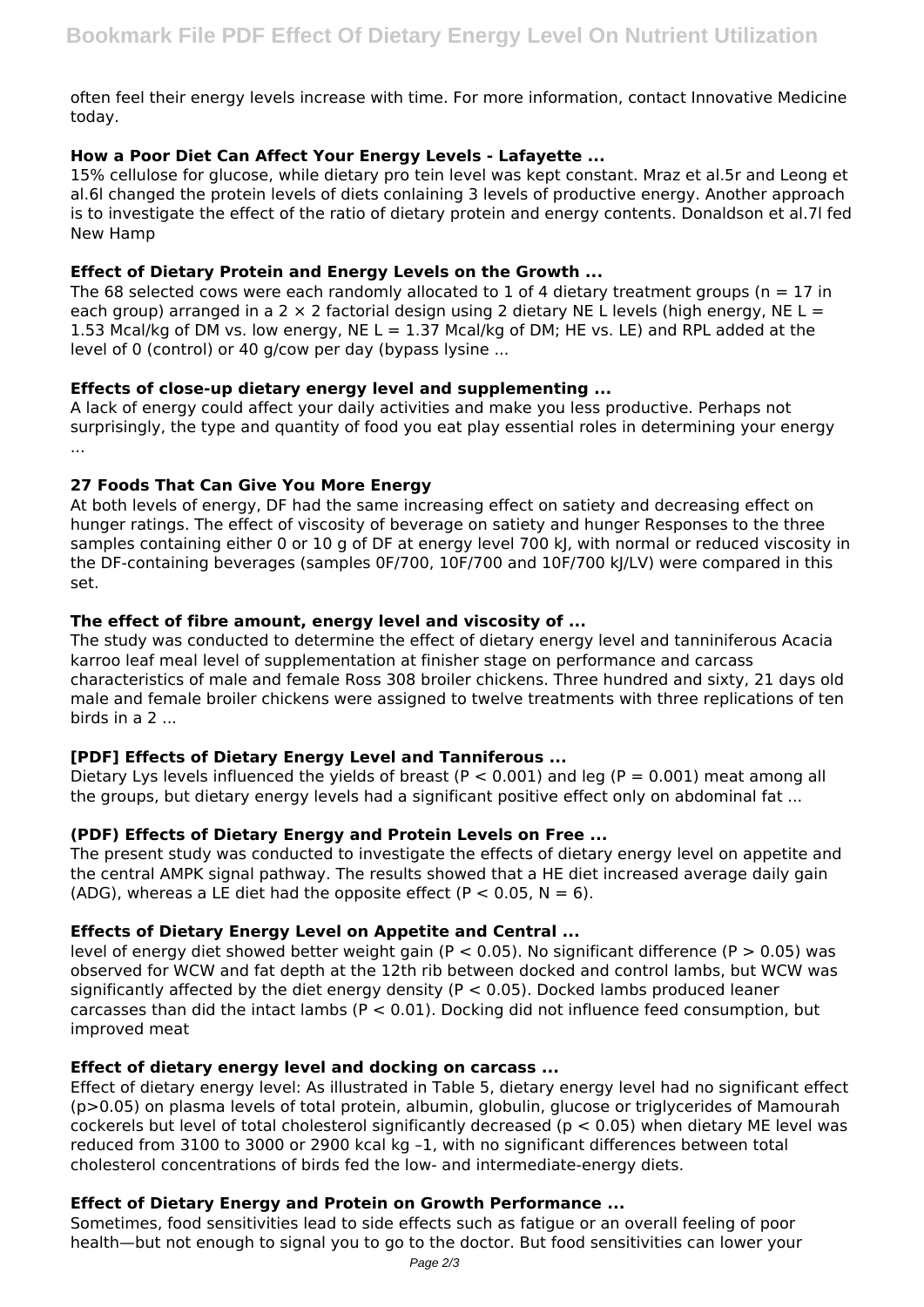often feel their energy levels increase with time. For more information, contact Innovative Medicine today.

### How a Poor Diet Can Affect Your Energy Levels - Lafayette ...

15% cellulose for glucose, while dietary pro tein level was kept constant. Mraz et al.5r and Leong et al.6l changed the protein levels of diets conlaining 3 levels of productive energy. Another approach is to investigate the effect of the ratio of dietary protein and energy contents. Donaldson et al.7l fed New Hamp

### Effect of Dietary Protein and Energy Levels on the Growth ...

The 68 selected cows were each randomly allocated to 1 of 4 dietary treatment groups ($n = 17$ in each group) arranged in a $2 \times 2$ factorial design using 2 dietary NE L levels (high energy, NE L = 1.53 Mcal/kg of DM vs. low energy, NE L = 1.37 Mcal/kg of DM; HE vs. LE) and RPL added at the level of 0 (control) or 40 g/cow per day (bypass lysine ...

### Effects of close-up dietary energy level and supplementing ...

A lack of energy could affect your daily activities and make you less productive. Perhaps not surprisingly, the type and quantity of food you eat play essential roles in determining your energy ...

### 27 Foods That Can Give You More Energy

At both levels of energy, DF had the same increasing effect on satiety and decreasing effect on hunger ratings. The effect of viscosity of beverage on satiety and hunger Responses to the three samples containing either 0 or 10 g of DF at energy level 700 kJ, with normal or reduced viscosity in the DF-containing beverages (samples 0F/700, 10F/700 and 10F/700 kJ/LV) were compared in this set.

### The effect of fibre amount, energy level and viscosity of ...

The study was conducted to determine the effect of dietary energy level and tanniniferous Acacia karroo leaf meal level of supplementation at finisher stage on performance and carcass characteristics of male and female Ross 308 broiler chickens. Three hundred and sixty, 21 days old male and female broiler chickens were assigned to twelve treatments with three replications of ten birds in a 2 ...

### [PDF] Effects of Dietary Energy Level and Tanniferous ...

Dietary Lys levels influenced the yields of breast ($P < 0.001$) and leg ($P = 0.001$) meat among all the groups, but dietary energy levels had a significant positive effect only on abdominal fat ...

### (PDF) Effects of Dietary Energy and Protein Levels on Free ...

The present study was conducted to investigate the effects of dietary energy level on appetite and the central AMPK signal pathway. The results showed that a HE diet increased average daily gain (ADG), whereas a LE diet had the opposite effect ($P < 0.05$, $N = 6$).

### Effects of Dietary Energy Level on Appetite and Central ...

level of energy diet showed better weight gain ($P < 0.05$). No significant difference ($P > 0.05$) was observed for WCW and fat depth at the 12th rib between docked and control lambs, but WCW was significantly affected by the diet energy density ($P < 0.05$). Docked lambs produced leaner carcasses than did the intact lambs ($P < 0.01$). Docking did not influence feed consumption, but improved meat

### Effect of dietary energy level and docking on carcass ...

Effect of dietary energy level: As illustrated in Table 5, dietary energy level had no significant effect ($p>0.05$) on plasma levels of total protein, albumin, globulin, glucose or triglycerides of Mamourah cockerels but level of total cholesterol significantly decreased ($p < 0.05$) when dietary ME level was reduced from 3100 to 3000 or 2900 kcal kg $^{-1}$, with no significant differences between total cholesterol concentrations of birds fed the low- and intermediate-energy diets.

### Effect of Dietary Energy and Protein on Growth Performance ...

Sometimes, food sensitivities lead to side effects such as fatigue or an overall feeling of poor health—but not enough to signal you to go to the doctor. But food sensitivities can lower your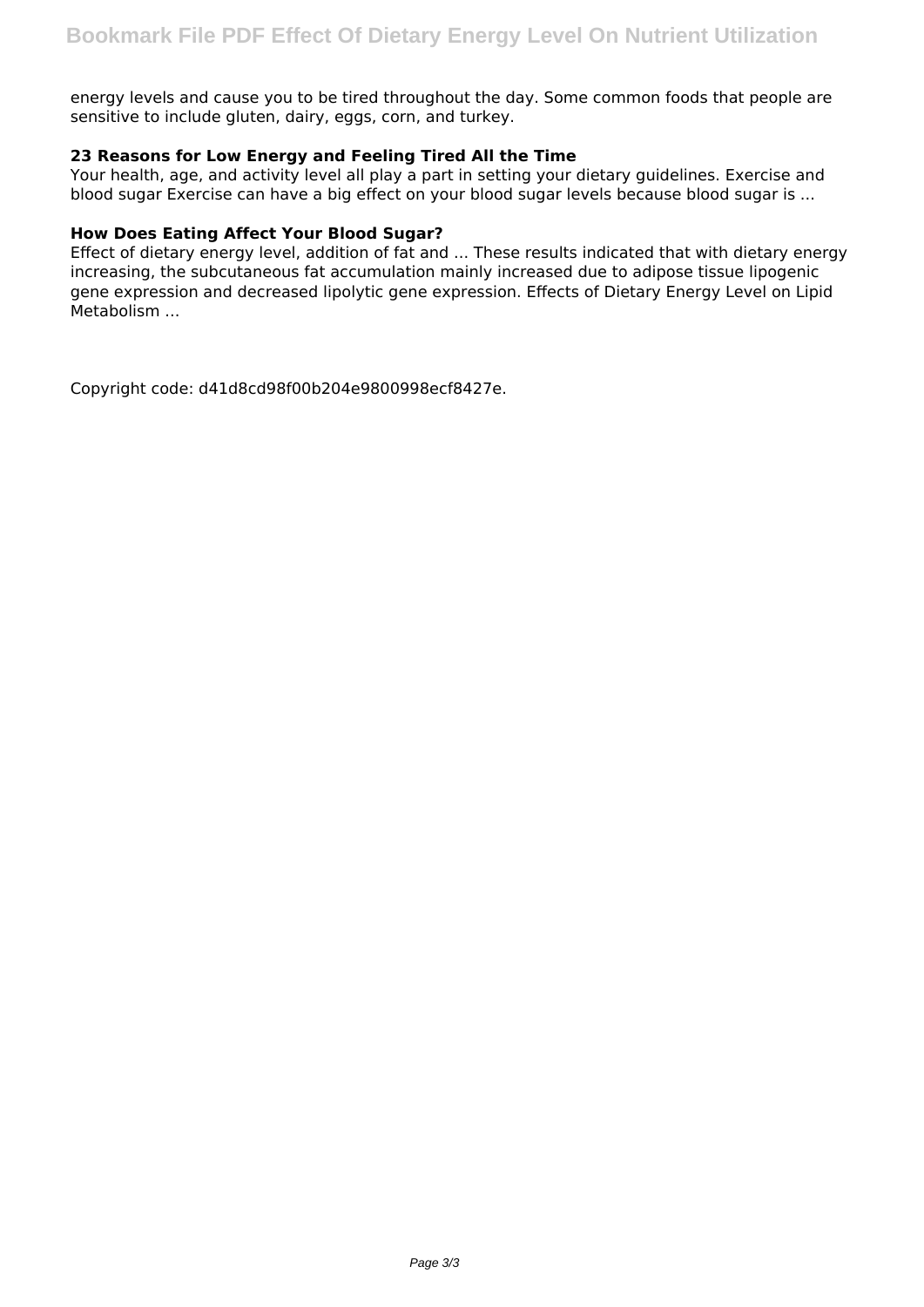energy levels and cause you to be tired throughout the day. Some common foods that people are sensitive to include gluten, dairy, eggs, corn, and turkey.

**23 Reasons for Low Energy and Feeling Tired All the Time**

Your health, age, and activity level all play a part in setting your dietary guidelines. Exercise and blood sugar Exercise can have a big effect on your blood sugar levels because blood sugar is ...

**How Does Eating Affect Your Blood Sugar?**

Effect of dietary energy level, addition of fat and ... These results indicated that with dietary energy increasing, the subcutaneous fat accumulation mainly increased due to adipose tissue lipogenic gene expression and decreased lipolytic gene expression. Effects of Dietary Energy Level on Lipid Metabolism ...

Copyright code: d41d8cd98f00b204e9800998ecf8427e.